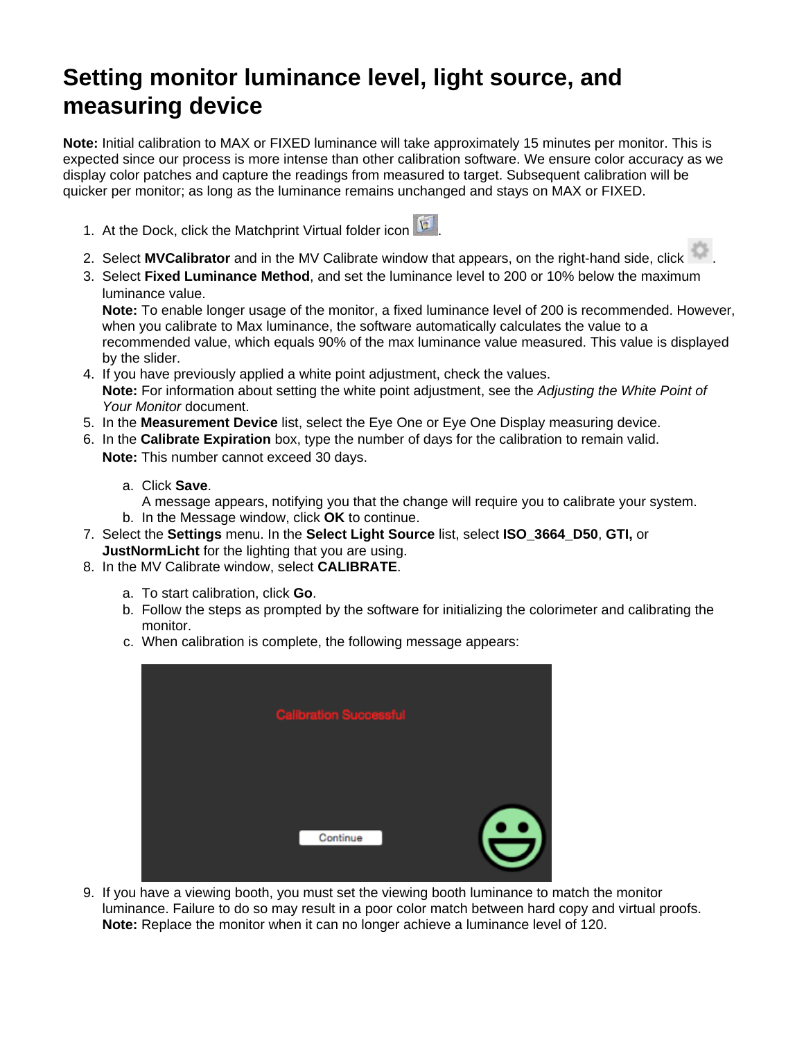# Setting monitor luminance level, light source, and measuring device

**Note:** Initial calibration to MAX or FIXED luminance will take approximately 15 minutes per monitor. This is expected since our process is more intense than other calibration software. We ensure color accuracy as we display color patches and capture the readings from measured to target. Subsequent calibration will be quicker per monitor; as long as the luminance remains unchanged and stays on MAX or FIXED.

1. At the Dock, click the Matchprint Virtual folder icon .
2. Select **MVCalibrator** and in the MV Calibrate window that appears, on the right-hand side, click .
3. Select **Fixed Luminance Method**, and set the luminance level to 200 or 10% below the maximum luminance value.
   **Note:** To enable longer usage of the monitor, a fixed luminance level of 200 is recommended. However, when you calibrate to Max luminance, the software automatically calculates the value to a recommended value, which equals 90% of the max luminance value measured. This value is displayed by the slider.
4. If you have previously applied a white point adjustment, check the values.
   **Note:** For information about setting the white point adjustment, see the *Adjusting the White Point of Your Monitor* document.
5. In the **Measurement Device** list, select the Eye One or Eye One Display measuring device.
6. In the **Calibrate Expiration** box, type the number of days for the calibration to remain valid.
   **Note:** This number cannot exceed 30 days.
   a. Click **Save**.
      A message appears, notifying you that the change will require you to calibrate your system.
   b. In the Message window, click **OK** to continue.
7. Select the **Settings** menu. In the **Select Light Source** list, select **ISO_3664_D50**, **GTI,** or **JustNormLicht** for the lighting that you are using.
8. In the MV Calibrate window, select **CALIBRATE**.
   a. To start calibration, click **Go**.
   b. Follow the steps as prompted by the software for initializing the colorimeter and calibrating the monitor.
   c. When calibration is complete, the following message appears:

      Calibration Successful

      Continue
9. If you have a viewing booth, you must set the viewing booth luminance to match the monitor luminance. Failure to do so may result in a poor color match between hard copy and virtual proofs.
   **Note:** Replace the monitor when it can no longer achieve a luminance level of 120.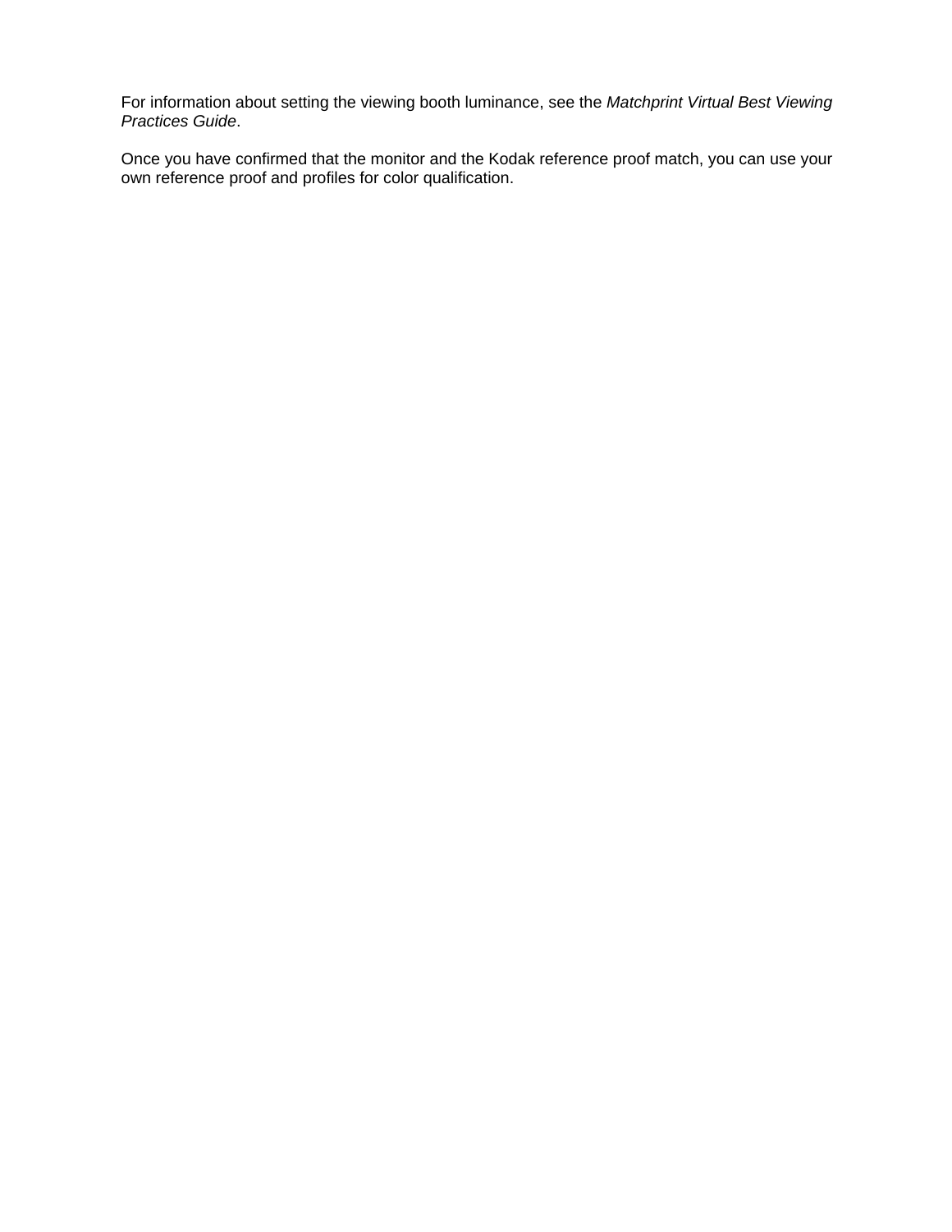For information about setting the viewing booth luminance, see the *Matchprint Virtual Best Viewing Practices Guide*.

Once you have confirmed that the monitor and the Kodak reference proof match, you can use your own reference proof and profiles for color qualification.